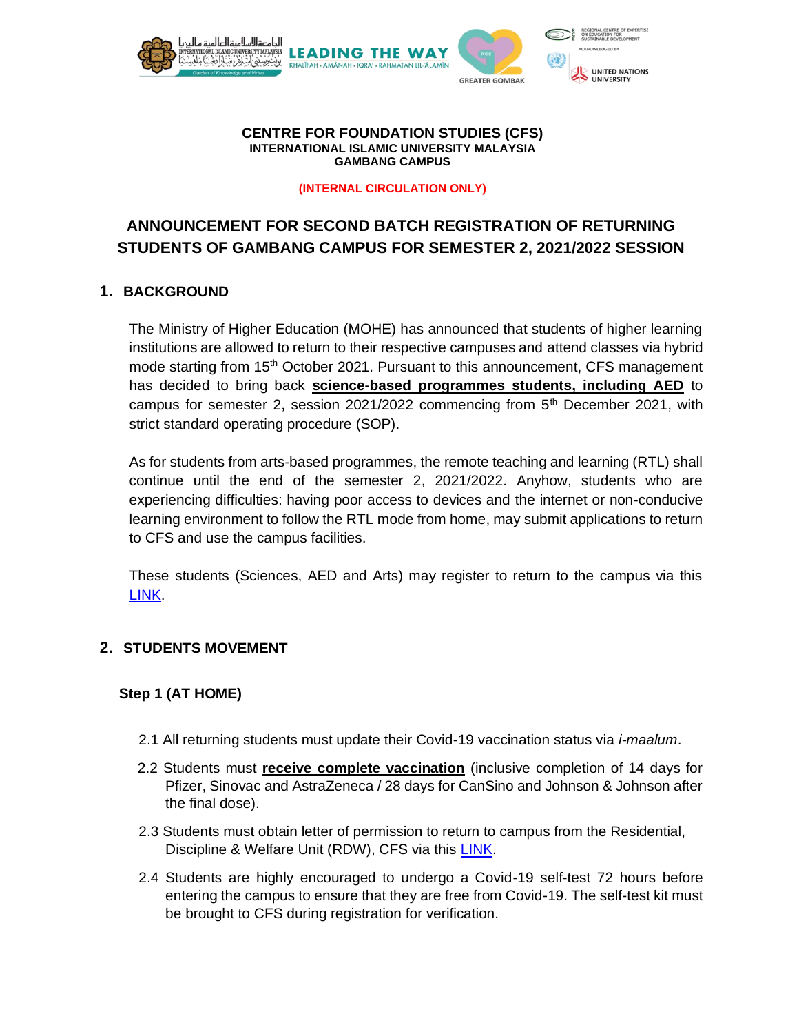**CENTRE FOR FOUNDATION STUDIES (CFS)**
**INTERNATIONAL ISLAMIC UNIVERSITY MALAYSIA**
**GAMBANG CAMPUS**

**(INTERNAL CIRCULATION ONLY)**

# ANNOUNCEMENT FOR SECOND BATCH REGISTRATION OF RETURNING STUDENTS OF GAMBANG CAMPUS FOR SEMESTER 2, 2021/2022 SESSION

## 1. BACKGROUND

The Ministry of Higher Education (MOHE) has announced that students of higher learning institutions are allowed to return to their respective campuses and attend classes via hybrid mode starting from 15th October 2021. Pursuant to this announcement, CFS management has decided to bring back **science-based programmes students, including AED** to campus for semester 2, session 2021/2022 commencing from 5th December 2021, with strict standard operating procedure (SOP).

As for students from arts-based programmes, the remote teaching and learning (RTL) shall continue until the end of the semester 2, 2021/2022. Anyhow, students who are experiencing difficulties: having poor access to devices and the internet or non-conducive learning environment to follow the RTL mode from home, may submit applications to return to CFS and use the campus facilities.

These students (Sciences, AED and Arts) may register to return to the campus via this LINK.

## 2. STUDENTS MOVEMENT

### Step 1 (AT HOME)

2.1 All returning students must update their Covid-19 vaccination status via *i-maalum*.

2.2 Students must **receive complete vaccination** (inclusive completion of 14 days for Pfizer, Sinovac and AstraZeneca / 28 days for CanSino and Johnson & Johnson after the final dose).

2.3 Students must obtain letter of permission to return to campus from the Residential, Discipline & Welfare Unit (RDW), CFS via this LINK.

2.4 Students are highly encouraged to undergo a Covid-19 self-test 72 hours before entering the campus to ensure that they are free from Covid-19. The self-test kit must be brought to CFS during registration for verification.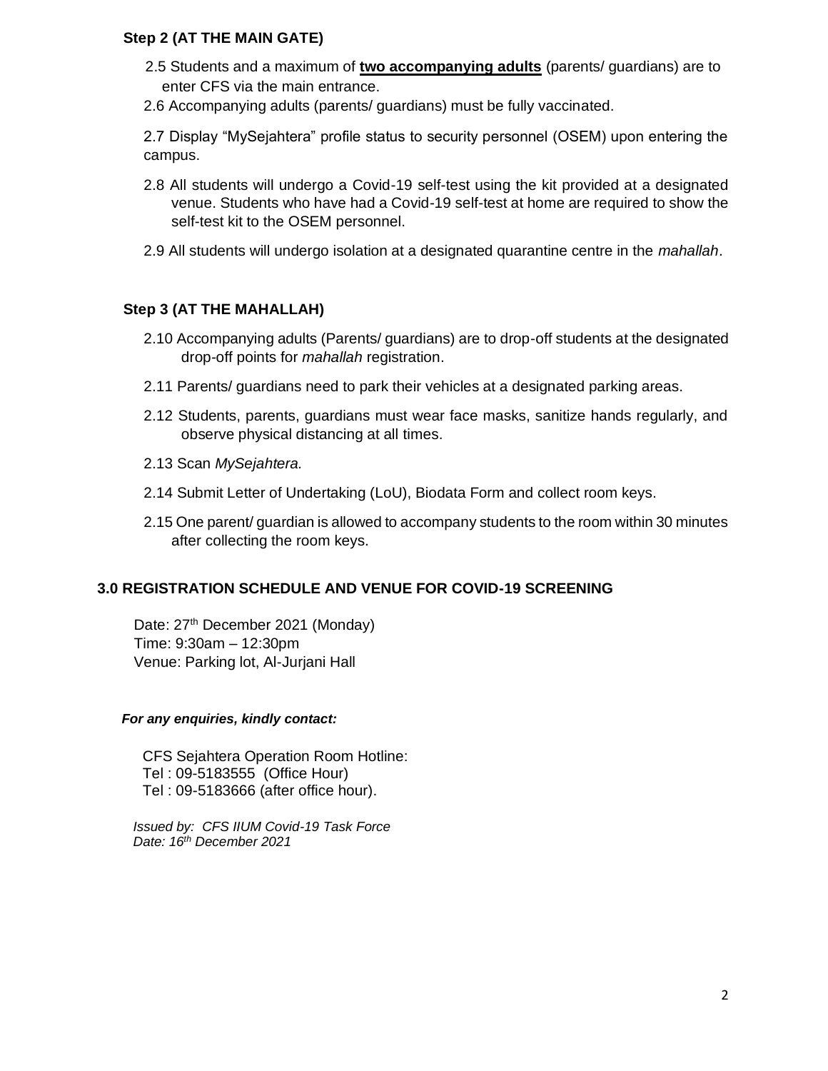### Step 2 (AT THE MAIN GATE)

2.5 Students and a maximum of **two accompanying adults** (parents/ guardians) are to enter CFS via the main entrance.

2.6 Accompanying adults (parents/ guardians) must be fully vaccinated.

2.7 Display “MySejahtera” profile status to security personnel (OSEM) upon entering the campus.

2.8 All students will undergo a Covid-19 self-test using the kit provided at a designated venue. Students who have had a Covid-19 self-test at home are required to show the self-test kit to the OSEM personnel.

2.9 All students will undergo isolation at a designated quarantine centre in the *mahallah*.

### Step 3 (AT THE MAHALLAH)

2.10 Accompanying adults (Parents/ guardians) are to drop-off students at the designated drop-off points for *mahallah* registration.

2.11 Parents/ guardians need to park their vehicles at a designated parking areas.

2.12 Students, parents, guardians must wear face masks, sanitize hands regularly, and observe physical distancing at all times.

2.13 Scan *MySejahtera.*

2.14 Submit Letter of Undertaking (LoU), Biodata Form and collect room keys.

2.15 One parent/ guardian is allowed to accompany students to the room within 30 minutes after collecting the room keys.

## 3.0 REGISTRATION SCHEDULE AND VENUE FOR COVID-19 SCREENING

Date: 27th December 2021 (Monday)
Time: 9:30am – 12:30pm
Venue: Parking lot, Al-Jurjani Hall

***For any enquiries, kindly contact:***

CFS Sejahtera Operation Room Hotline:
Tel : 09-5183555 (Office Hour)
Tel : 09-5183666 (after office hour).

*Issued by: CFS IIUM Covid-19 Task Force*
*Date: 16th December 2021*